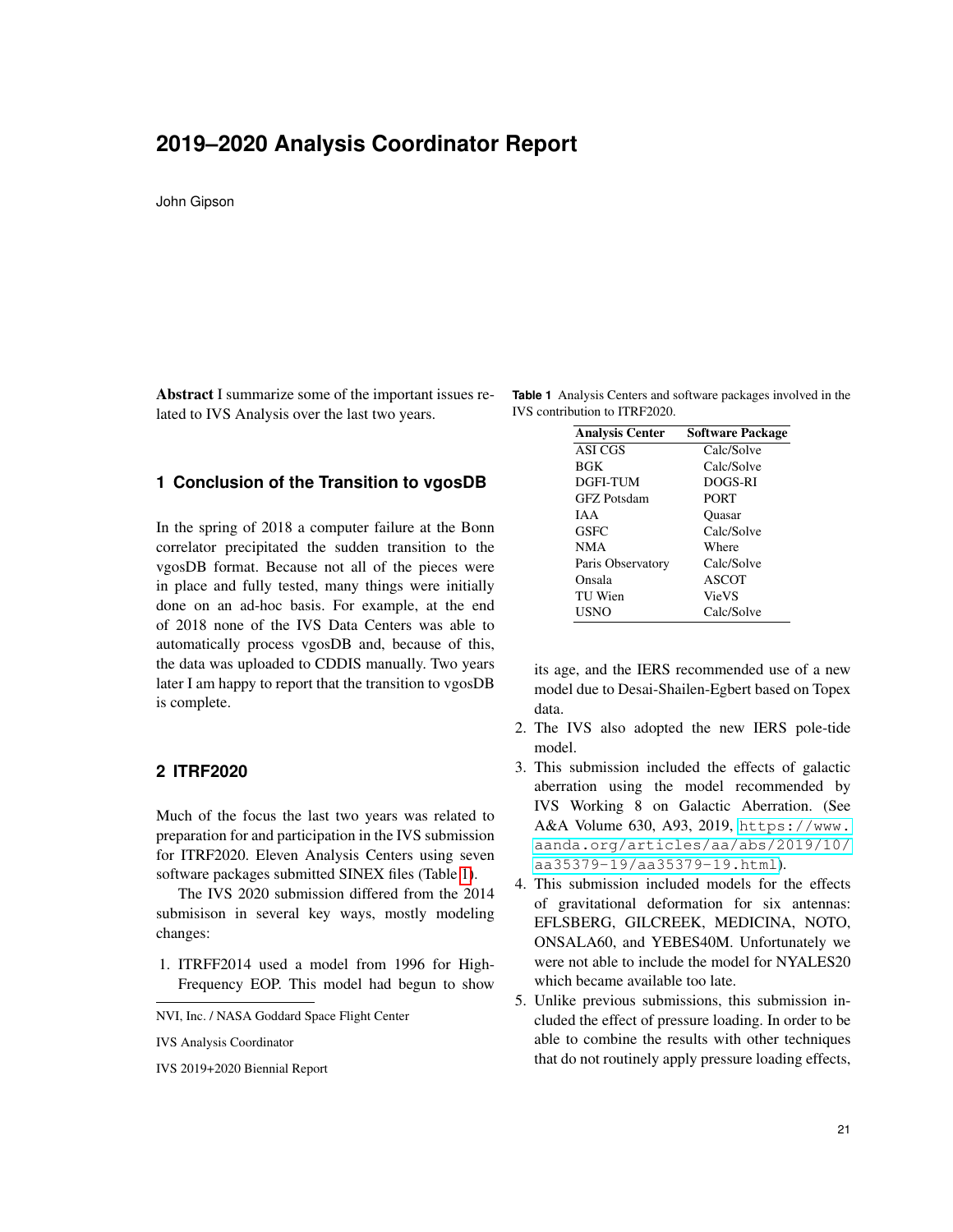# 2019–2020 Analysis Coordinator Report

John Gipson

NVI, Inc. / NASA Goddard Space Flight Center

IVS Analysis Coordinator

IVS 2019+2020 Biennial Report

**Abstract** I summarize some of the important issues related to IVS Analysis over the last two years.

## 1 Conclusion of the Transition to vgosDB

In the spring of 2018 a computer failure at the Bonn correlator precipitated the sudden transition to the vgosDB format. Because not all of the pieces were in place and fully tested, many things were initially done on an ad-hoc basis. For example, at the end of 2018 none of the IVS Data Centers was able to automatically process vgosDB and, because of this, the data was uploaded to CDDIS manually. Two years later I am happy to report that the transition to vgosDB is complete.

## 2 ITRF2020

Much of the focus the last two years was related to preparation for and participation in the IVS submission for ITRF2020. Eleven Analysis Centers using seven software packages submitted SINEX files (Table 1).

**Table 1** Analysis Centers and software packages involved in the IVS contribution to ITRF2020.

| Analysis Center | Software Package |
|---|---|
| ASI CGS | Calc/Solve |
| BGK | Calc/Solve |
| DGFI-TUM | DOGS-RI |
| GFZ Potsdam | PORT |
| IAA | Quasar |
| GSFC | Calc/Solve |
| NMA | Where |
| Paris Observatory | Calc/Solve |
| Onsala | ASCOT |
| TU Wien | VieVS |
| USNO | Calc/Solve |

The IVS 2020 submission differed from the 2014 submisison in several key ways, mostly modeling changes:

1. ITRFF2014 used a model from 1996 for High-Frequency EOP. This model had begun to show its age, and the IERS recommended use of a new model due to Desai-Shailen-Egbert based on Topex data.
2. The IVS also adopted the new IERS pole-tide model.
3. This submission included the effects of galactic aberration using the model recommended by IVS Working 8 on Galactic Aberration. (See A&A Volume 630, A93, 2019, https://www.aanda.org/articles/aa/abs/2019/10/aa35379-19/aa35379-19.html).
4. This submission included models for the effects of gravitational deformation for six antennas: EFLSBERG, GILCREEK, MEDICINA, NOTO, ONSALA60, and YEBES40M. Unfortunately we were not able to include the model for NYALES20 which became available too late.
5. Unlike previous submissions, this submission included the effect of pressure loading. In order to be able to combine the results with other techniques that do not routinely apply pressure loading effects,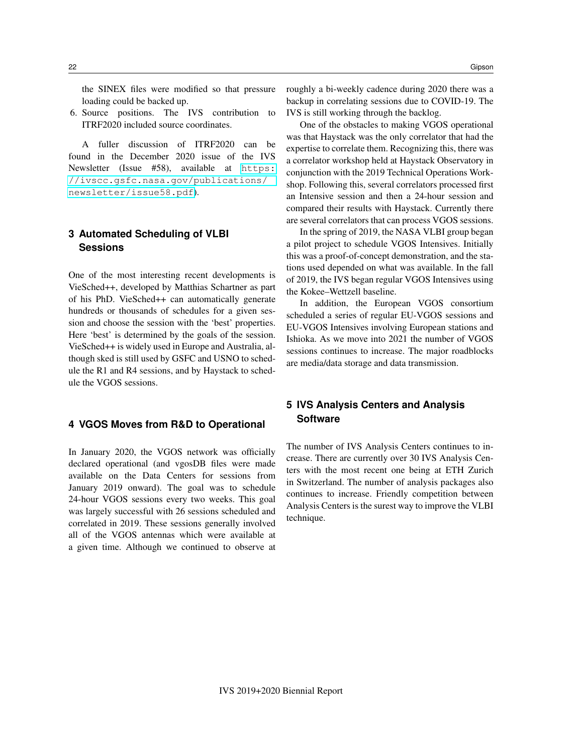the SINEX files were modified so that pressure loading could be backed up.

6. Source positions. The IVS contribution to ITRF2020 included source coordinates.

A fuller discussion of ITRF2020 can be found in the December 2020 issue of the IVS Newsletter (Issue #58), available at https://ivscc.gsfc.nasa.gov/publications/newsletter/issue58.pdf).

## 3 Automated Scheduling of VLBI Sessions

One of the most interesting recent developments is VieSched++, developed by Matthias Schartner as part of his PhD. VieSched++ can automatically generate hundreds or thousands of schedules for a given session and choose the session with the 'best' properties. Here 'best' is determined by the goals of the session. VieSched++ is widely used in Europe and Australia, although sked is still used by GSFC and USNO to schedule the R1 and R4 sessions, and by Haystack to schedule the VGOS sessions.

## 4 VGOS Moves from R&D to Operational

In January 2020, the VGOS network was officially declared operational (and vgosDB files were made available on the Data Centers for sessions from January 2019 onward). The goal was to schedule 24-hour VGOS sessions every two weeks. This goal was largely successful with 26 sessions scheduled and correlated in 2019. These sessions generally involved all of the VGOS antennas which were available at a given time. Although we continued to observe at roughly a bi-weekly cadence during 2020 there was a backup in correlating sessions due to COVID-19. The IVS is still working through the backlog.

One of the obstacles to making VGOS operational was that Haystack was the only correlator that had the expertise to correlate them. Recognizing this, there was a correlator workshop held at Haystack Observatory in conjunction with the 2019 Technical Operations Workshop. Following this, several correlators processed first an Intensive session and then a 24-hour session and compared their results with Haystack. Currently there are several correlators that can process VGOS sessions.

In the spring of 2019, the NASA VLBI group began a pilot project to schedule VGOS Intensives. Initially this was a proof-of-concept demonstration, and the stations used depended on what was available. In the fall of 2019, the IVS began regular VGOS Intensives using the Kokee–Wettzell baseline.

In addition, the European VGOS consortium scheduled a series of regular EU-VGOS sessions and EU-VGOS Intensives involving European stations and Ishioka. As we move into 2021 the number of VGOS sessions continues to increase. The major roadblocks are media/data storage and data transmission.

## 5 IVS Analysis Centers and Analysis Software

The number of IVS Analysis Centers continues to increase. There are currently over 30 IVS Analysis Centers with the most recent one being at ETH Zurich in Switzerland. The number of analysis packages also continues to increase. Friendly competition between Analysis Centers is the surest way to improve the VLBI technique.